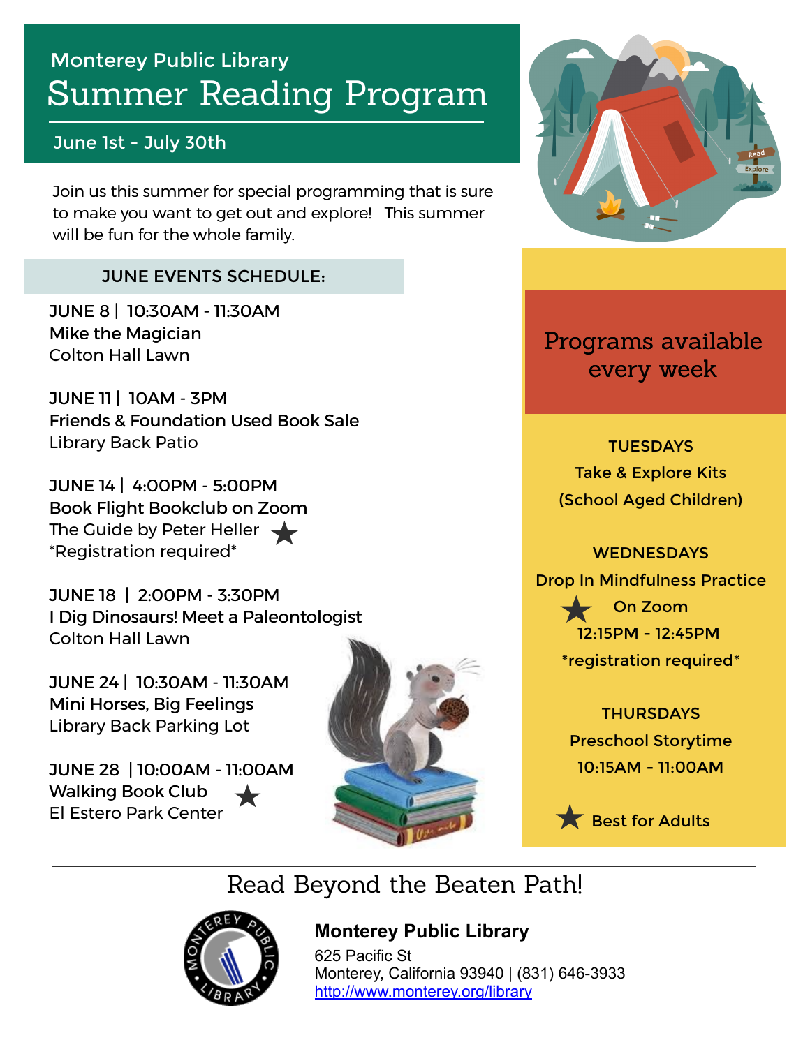Monterey Public Library

# Summer Reading Program

June 1st - July 30th

Join us this summer for special programming that is sure to make you want to get out and explore! This summer will be fun for the whole family.

## JUNE EVENTS SCHEDULE:

**JUNE 8 | 10:30AM - 11:30AM**
**Mike the Magician**
Colton Hall Lawn

**JUNE 11 | 10AM - 3PM**
**Friends & Foundation Used Book Sale**
Library Back Patio

**JUNE 14 | 4:00PM - 5:00PM**
**Book Flight Bookclub on Zoom** ★
The Guide by Peter Heller
*Registration required*

**JUNE 18 | 2:00PM - 3:30PM**
**I Dig Dinosaurs! Meet a Paleontologist**
Colton Hall Lawn

**JUNE 24 | 10:30AM - 11:30AM**
**Mini Horses, Big Feelings**
Library Back Parking Lot

**JUNE 28 | 10:00AM - 11:00AM**
**Walking Book Club** ★
El Estero Park Center

## Programs available every week

**TUESDAYS**
Take & Explore Kits
(School Aged Children)

**WEDNESDAYS**
Drop In Mindfulness Practice ★
On Zoom
12:15PM - 12:45PM
*registration required*

**THURSDAYS**
Preschool Storytime
10:15AM - 11:00AM

★ Best for Adults

---

Read Beyond the Beaten Path!

**Monterey Public Library**
625 Pacific St
Monterey, California 93940 | (831) 646-3933
http://www.monterey.org/library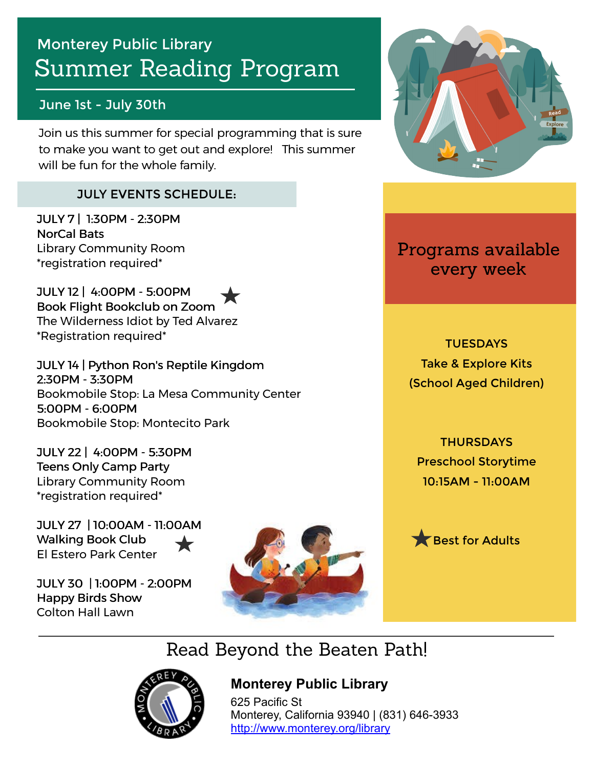Monterey Public Library

# Summer Reading Program

June 1st - July 30th

Join us this summer for special programming that is sure to make you want to get out and explore! This summer will be fun for the whole family.

## JULY EVENTS SCHEDULE:

**JULY 7 | 1:30PM - 2:30PM**
**NorCal Bats**
Library Community Room
*registration required*

**JULY 12 | 4:00PM - 5:00PM** ★
**Book Flight Bookclub on Zoom**
The Wilderness Idiot by Ted Alvarez
*Registration required*

**JULY 14 | Python Ron's Reptile Kingdom**
**2:30PM - 3:30PM**
Bookmobile Stop: La Mesa Community Center
**5:00PM - 6:00PM**
Bookmobile Stop: Montecito Park

**JULY 22 | 4:00PM - 5:30PM**
**Teens Only Camp Party**
Library Community Room
*registration required*

**JULY 27 | 10:00AM - 11:00AM**
**Walking Book Club** ★
El Estero Park Center

**JULY 30 | 1:00PM - 2:00PM**
**Happy Birds Show**
Colton Hall Lawn

## Programs available every week

**TUESDAYS**
**Take & Explore Kits**
**(School Aged Children)**

**THURSDAYS**
**Preschool Storytime**
**10:15AM - 11:00AM**

★ **Best for Adults**

## Read Beyond the Beaten Path!

**Monterey Public Library**
625 Pacific St
Monterey, California 93940 | (831) 646-3933
http://www.monterey.org/library